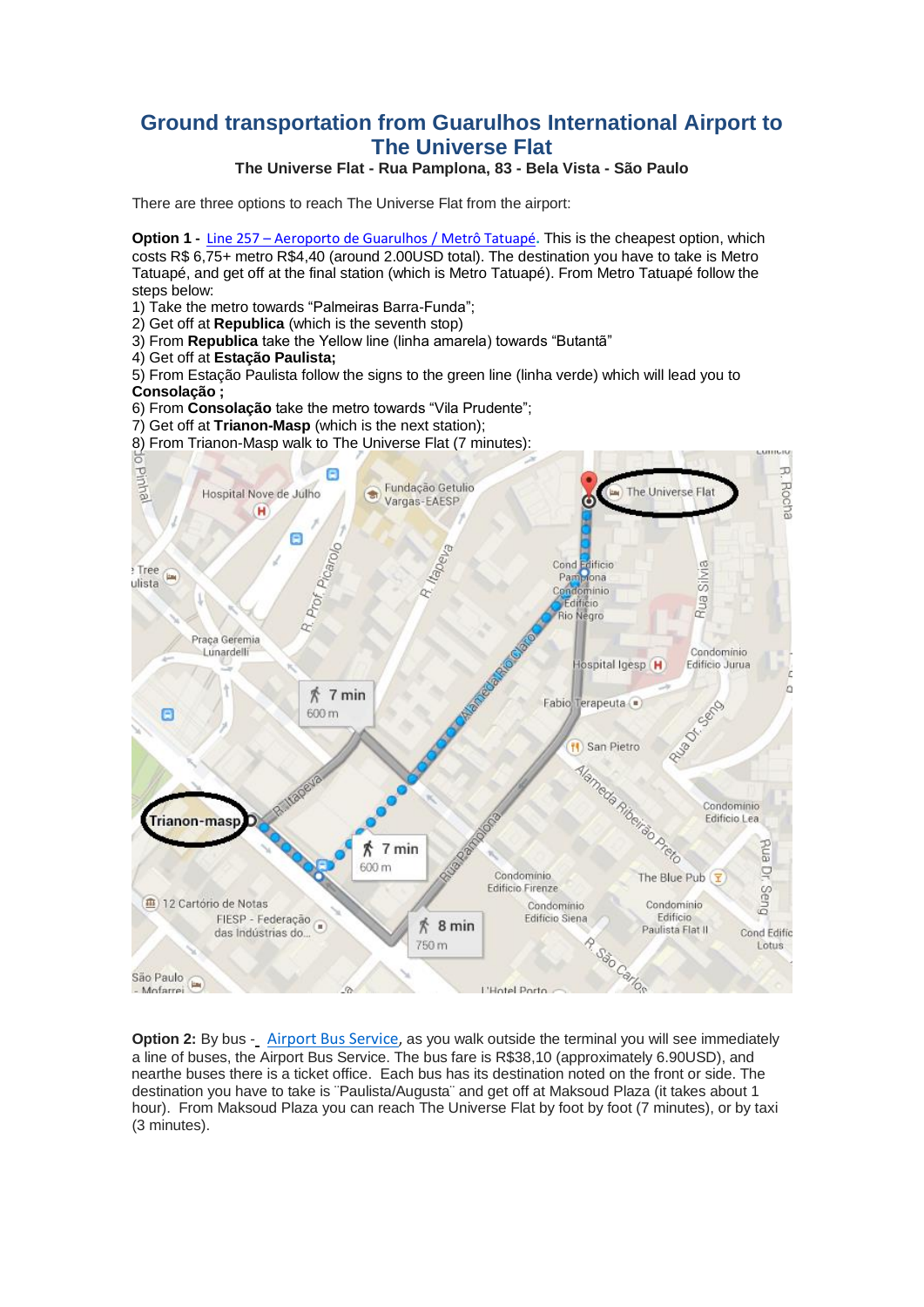# Ground transportation from Guarulhos International Airport to The Universe Flat

**The Universe Flat - Rua Pamplona, 83 - Bela Vista - São Paulo**

There are three options to reach The Universe Flat from the airport:

**Option 1 -** Line 257 – Aeroporto de Guarulhos / Metrô Tatuapé. This is the cheapest option, which costs R$ 6,75+ metro R$4,40 (around 2.00USD total). The destination you have to take is Metro Tatuapé, and get off at the final station (which is Metro Tatuapé). From Metro Tatuapé follow the steps below:

1) Take the metro towards "Palmeiras Barra-Funda";
2) Get off at **Republica** (which is the seventh stop)
3) From **Republica** take the Yellow line (linha amarela) towards "Butantã"
4) Get off at **Estação Paulista;**
5) From Estação Paulista follow the signs to the green line (linha verde) which will lead you to **Consolação ;**
6) From **Consolação** take the metro towards "Vila Prudente";
7) Get off at **Trianon-Masp** (which is the next station);
8) From Trianon-Masp walk to The Universe Flat (7 minutes):

**Option 2:** By bus - Airport Bus Service, as you walk outside the terminal you will see immediately a line of buses, the Airport Bus Service. The bus fare is R$38,10 (approximately 6.90USD), and nearthe buses there is a ticket office. Each bus has its destination noted on the front or side. The destination you have to take is ¨Paulista/Augusta¨ and get off at Maksoud Plaza (it takes about 1 hour). From Maksoud Plaza you can reach The Universe Flat by foot by foot (7 minutes), or by taxi (3 minutes).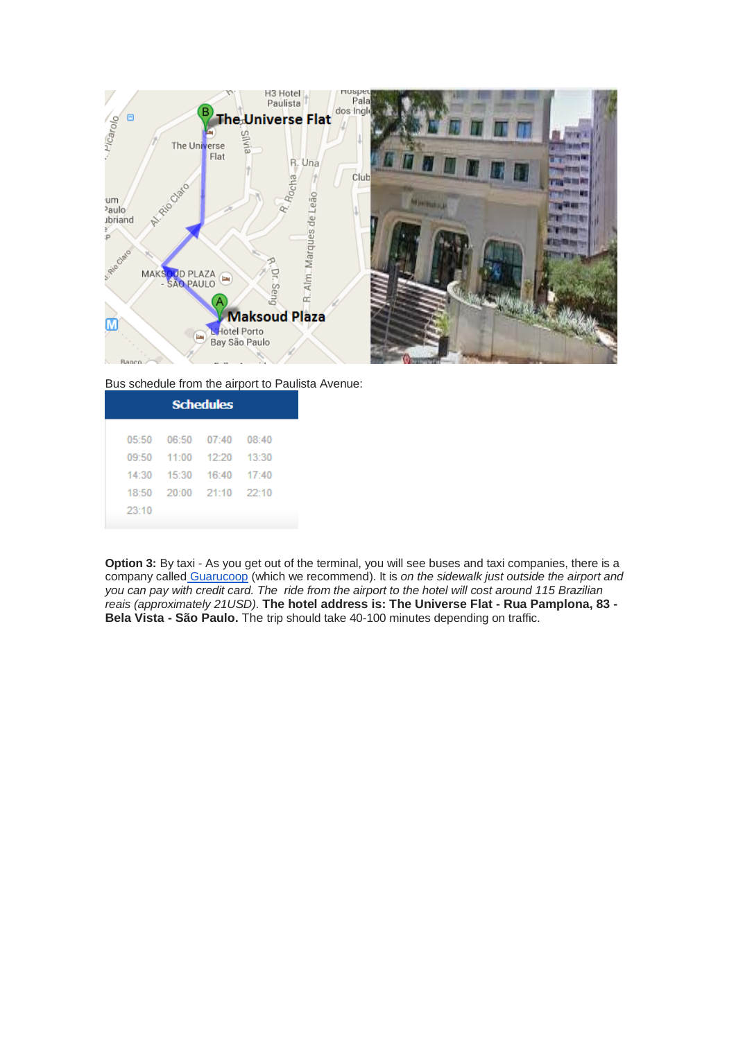Bus schedule from the airport to Paulista Avenue:

| Schedules | | | |
|---|---|---|---|
| 05:50 | 06:50 | 07:40 | 08:40 |
| 09:50 | 11:00 | 12:20 | 13:30 |
| 14:30 | 15:30 | 16:40 | 17:40 |
| 18:50 | 20:00 | 21:10 | 22:10 |
| 23:10 | | | |

**Option 3:** By taxi - As you get out of the terminal, you will see buses and taxi companies, there is a company called Guarucoop (which we recommend). It is *on the sidewalk just outside the airport and you can pay with credit card. The ride from the airport to the hotel will cost around 115 Brazilian reais (approximately 21USD).* **The hotel address is: The Universe Flat - Rua Pamplona, 83 - Bela Vista - São Paulo.** The trip should take 40-100 minutes depending on traffic.